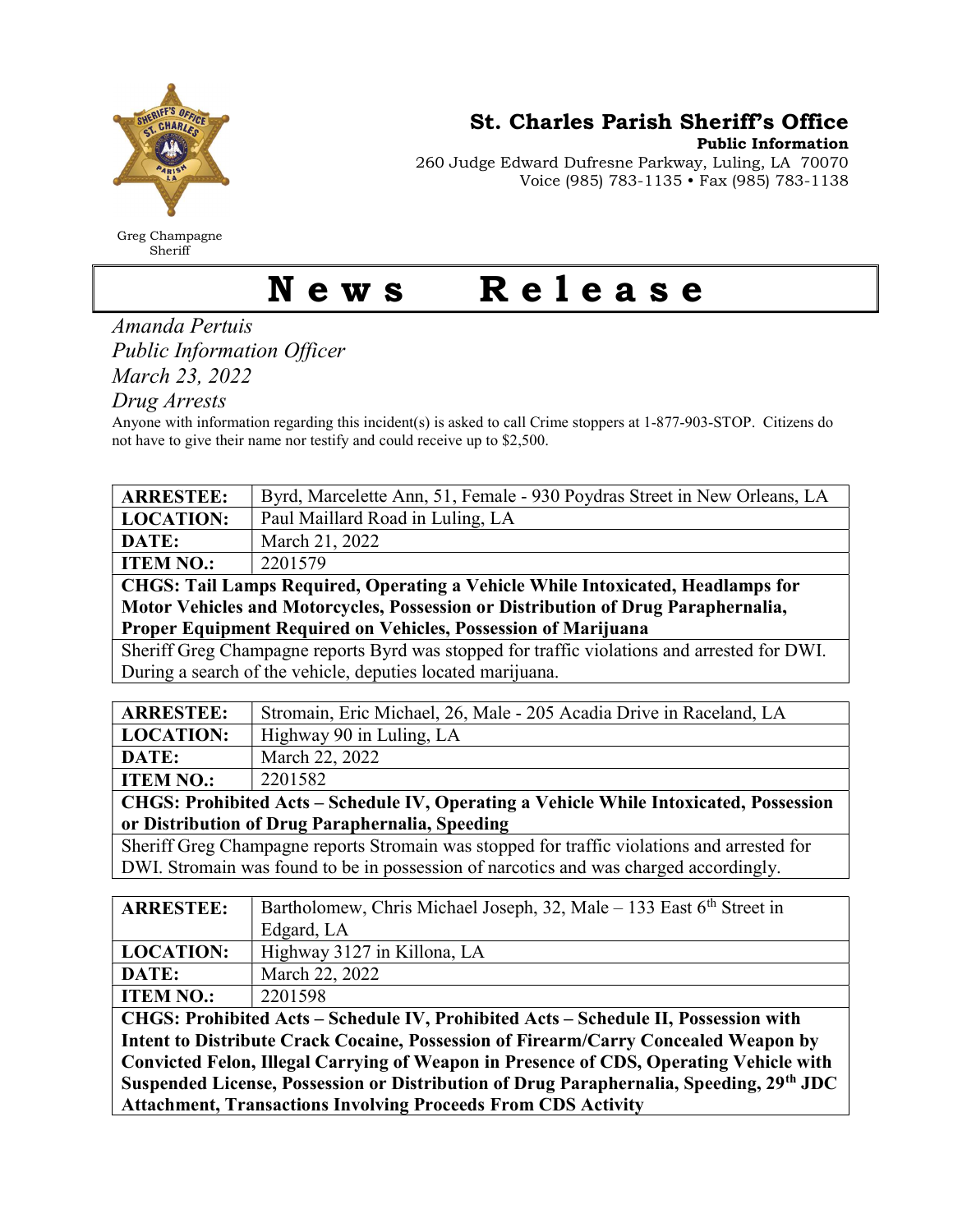# St. Charles Parish Sheriff's Office

**Public Information**

260 Judge Edward Dufresne Parkway, Luling, LA 70070
Voice (985) 783-1135 • Fax (985) 783-1138

Greg Champagne
Sheriff

# News Release

*Amanda Pertuis*
*Public Information Officer*
*March 23, 2022*
*Drug Arrests*

Anyone with information regarding this incident(s) is asked to call Crime stoppers at 1-877-903-STOP. Citizens do not have to give their name nor testify and could receive up to $2,500.

| **ARRESTEE:** | Byrd, Marcelette Ann, 51, Female - 930 Poydras Street in New Orleans, LA |
|---|---|
| **LOCATION:** | Paul Maillard Road in Luling, LA |
| **DATE:** | March 21, 2022 |
| **ITEM NO.:** | 2201579 |
| **CHGS: Tail Lamps Required, Operating a Vehicle While Intoxicated, Headlamps for Motor Vehicles and Motorcycles, Possession or Distribution of Drug Paraphernalia, Proper Equipment Required on Vehicles, Possession of Marijuana** | |
| Sheriff Greg Champagne reports Byrd was stopped for traffic violations and arrested for DWI. During a search of the vehicle, deputies located marijuana. | |

| **ARRESTEE:** | Stromain, Eric Michael, 26, Male - 205 Acadia Drive in Raceland, LA |
|---|---|
| **LOCATION:** | Highway 90 in Luling, LA |
| **DATE:** | March 22, 2022 |
| **ITEM NO.:** | 2201582 |
| **CHGS: Prohibited Acts – Schedule IV, Operating a Vehicle While Intoxicated, Possession or Distribution of Drug Paraphernalia, Speeding** | |
| Sheriff Greg Champagne reports Stromain was stopped for traffic violations and arrested for DWI. Stromain was found to be in possession of narcotics and was charged accordingly. | |

| **ARRESTEE:** | Bartholomew, Chris Michael Joseph, 32, Male – 133 East 6th Street in Edgard, LA |
|---|---|
| **LOCATION:** | Highway 3127 in Killona, LA |
| **DATE:** | March 22, 2022 |
| **ITEM NO.:** | 2201598 |
| **CHGS: Prohibited Acts – Schedule IV, Prohibited Acts – Schedule II, Possession with Intent to Distribute Crack Cocaine, Possession of Firearm/Carry Concealed Weapon by Convicted Felon, Illegal Carrying of Weapon in Presence of CDS, Operating Vehicle with Suspended License, Possession or Distribution of Drug Paraphernalia, Speeding, 29th JDC Attachment, Transactions Involving Proceeds From CDS Activity** | |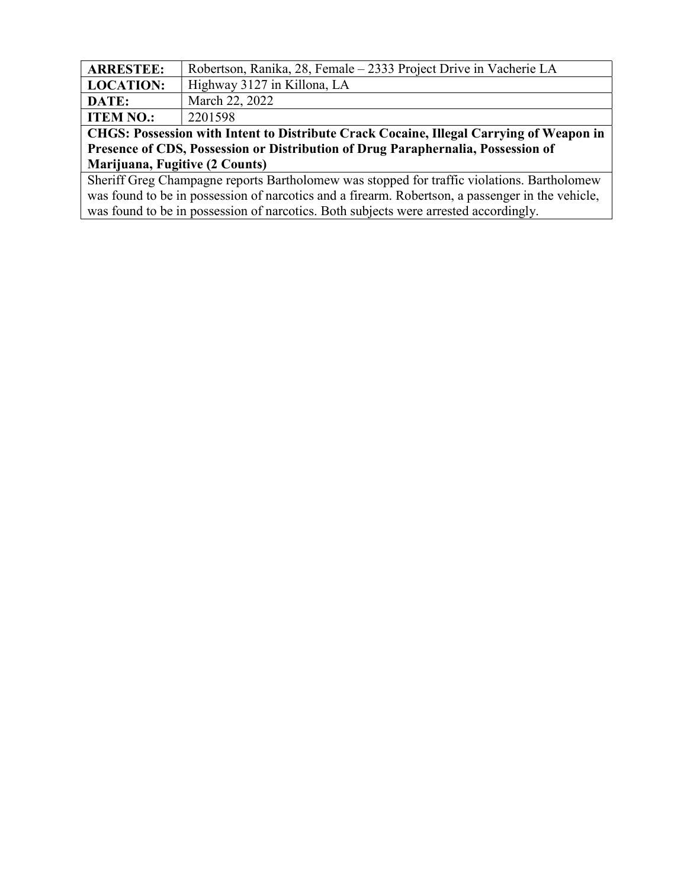| | |
|---|---|
| **ARRESTEE:** | Robertson, Ranika, 28, Female – 2333 Project Drive in Vacherie LA |
| **LOCATION:** | Highway 3127 in Killona, LA |
| **DATE:** | March 22, 2022 |
| **ITEM NO.:** | 2201598 |
| **CHGS: Possession with Intent to Distribute Crack Cocaine, Illegal Carrying of Weapon in Presence of CDS, Possession or Distribution of Drug Paraphernalia, Possession of Marijuana, Fugitive (2 Counts)** | |
| Sheriff Greg Champagne reports Bartholomew was stopped for traffic violations. Bartholomew was found to be in possession of narcotics and a firearm. Robertson, a passenger in the vehicle, was found to be in possession of narcotics. Both subjects were arrested accordingly. | |